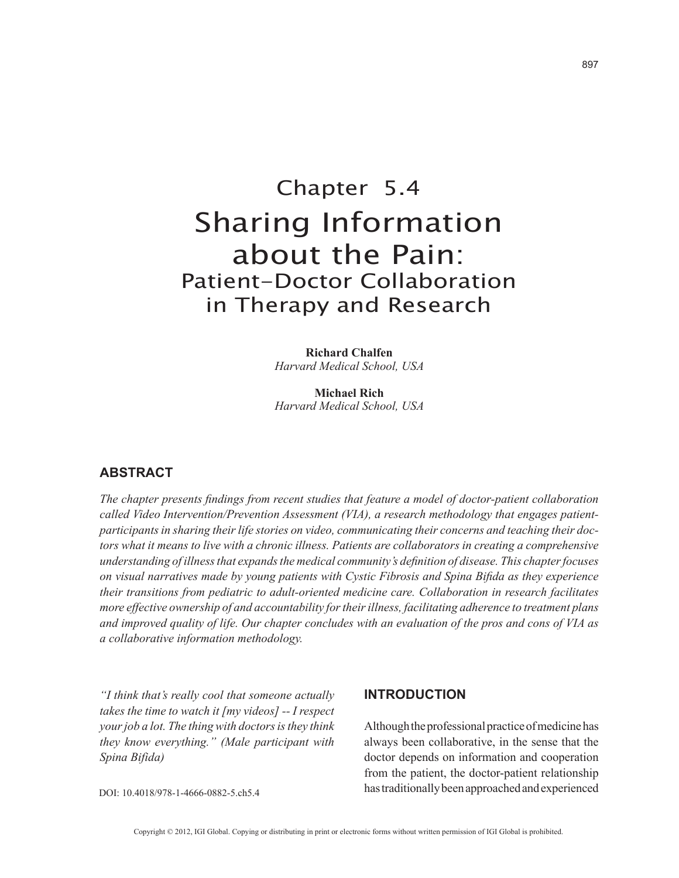# Chapter 5.4

# Sharing Information about the Pain: Patient-Doctor Collaboration in Therapy and Research

**Richard Chalfen**
*Harvard Medical School, USA*

**Michael Rich**
*Harvard Medical School, USA*

## ABSTRACT

*The chapter presents findings from recent studies that feature a model of doctor-patient collaboration called Video Intervention/Prevention Assessment (VIA), a research methodology that engages patient-participants in sharing their life stories on video, communicating their concerns and teaching their doctors what it means to live with a chronic illness. Patients are collaborators in creating a comprehensive understanding of illness that expands the medical community's definition of disease. This chapter focuses on visual narratives made by young patients with Cystic Fibrosis and Spina Bifida as they experience their transitions from pediatric to adult-oriented medicine care. Collaboration in research facilitates more effective ownership of and accountability for their illness, facilitating adherence to treatment plans and improved quality of life. Our chapter concludes with an evaluation of the pros and cons of VIA as a collaborative information methodology.*

*"I think that's really cool that someone actually takes the time to watch it [my videos] -- I respect your job a lot. The thing with doctors is they think they know everything." (Male participant with Spina Bifida)*

DOI: 10.4018/978-1-4666-0882-5.ch5.4

## INTRODUCTION

Although the professional practice of medicine has always been collaborative, in the sense that the doctor depends on information and cooperation from the patient, the doctor-patient relationship has traditionally been approached and experienced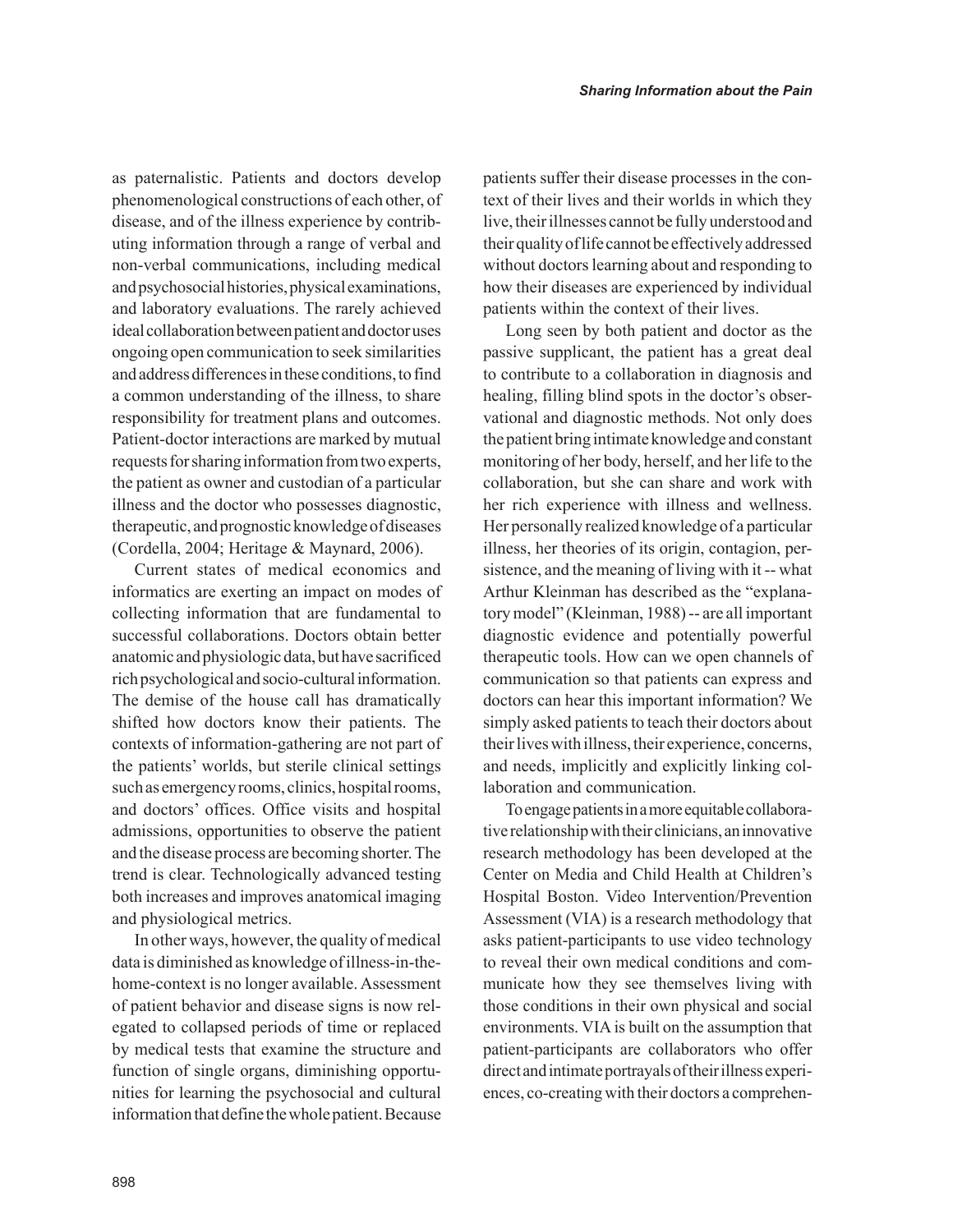as paternalistic. Patients and doctors develop phenomenological constructions of each other, of disease, and of the illness experience by contributing information through a range of verbal and non-verbal communications, including medical and psychosocial histories, physical examinations, and laboratory evaluations. The rarely achieved ideal collaboration between patient and doctor uses ongoing open communication to seek similarities and address differences in these conditions, to find a common understanding of the illness, to share responsibility for treatment plans and outcomes. Patient-doctor interactions are marked by mutual requests for sharing information from two experts, the patient as owner and custodian of a particular illness and the doctor who possesses diagnostic, therapeutic, and prognostic knowledge of diseases (Cordella, 2004; Heritage & Maynard, 2006).

Current states of medical economics and informatics are exerting an impact on modes of collecting information that are fundamental to successful collaborations. Doctors obtain better anatomic and physiologic data, but have sacrificed rich psychological and socio-cultural information. The demise of the house call has dramatically shifted how doctors know their patients. The contexts of information-gathering are not part of the patients' worlds, but sterile clinical settings such as emergency rooms, clinics, hospital rooms, and doctors' offices. Office visits and hospital admissions, opportunities to observe the patient and the disease process are becoming shorter. The trend is clear. Technologically advanced testing both increases and improves anatomical imaging and physiological metrics.

In other ways, however, the quality of medical data is diminished as knowledge of illness-in-the-home-context is no longer available. Assessment of patient behavior and disease signs is now relegated to collapsed periods of time or replaced by medical tests that examine the structure and function of single organs, diminishing opportunities for learning the psychosocial and cultural information that define the whole patient. Because patients suffer their disease processes in the context of their lives and their worlds in which they live, their illnesses cannot be fully understood and their quality of life cannot be effectively addressed without doctors learning about and responding to how their diseases are experienced by individual patients within the context of their lives.

Long seen by both patient and doctor as the passive supplicant, the patient has a great deal to contribute to a collaboration in diagnosis and healing, filling blind spots in the doctor's observational and diagnostic methods. Not only does the patient bring intimate knowledge and constant monitoring of her body, herself, and her life to the collaboration, but she can share and work with her rich experience with illness and wellness. Her personally realized knowledge of a particular illness, her theories of its origin, contagion, persistence, and the meaning of living with it -- what Arthur Kleinman has described as the "explanatory model" (Kleinman, 1988) -- are all important diagnostic evidence and potentially powerful therapeutic tools. How can we open channels of communication so that patients can express and doctors can hear this important information? We simply asked patients to teach their doctors about their lives with illness, their experience, concerns, and needs, implicitly and explicitly linking collaboration and communication.

To engage patients in a more equitable collaborative relationship with their clinicians, an innovative research methodology has been developed at the Center on Media and Child Health at Children's Hospital Boston. Video Intervention/Prevention Assessment (VIA) is a research methodology that asks patient-participants to use video technology to reveal their own medical conditions and communicate how they see themselves living with those conditions in their own physical and social environments. VIA is built on the assumption that patient-participants are collaborators who offer direct and intimate portrayals of their illness experiences, co-creating with their doctors a comprehen-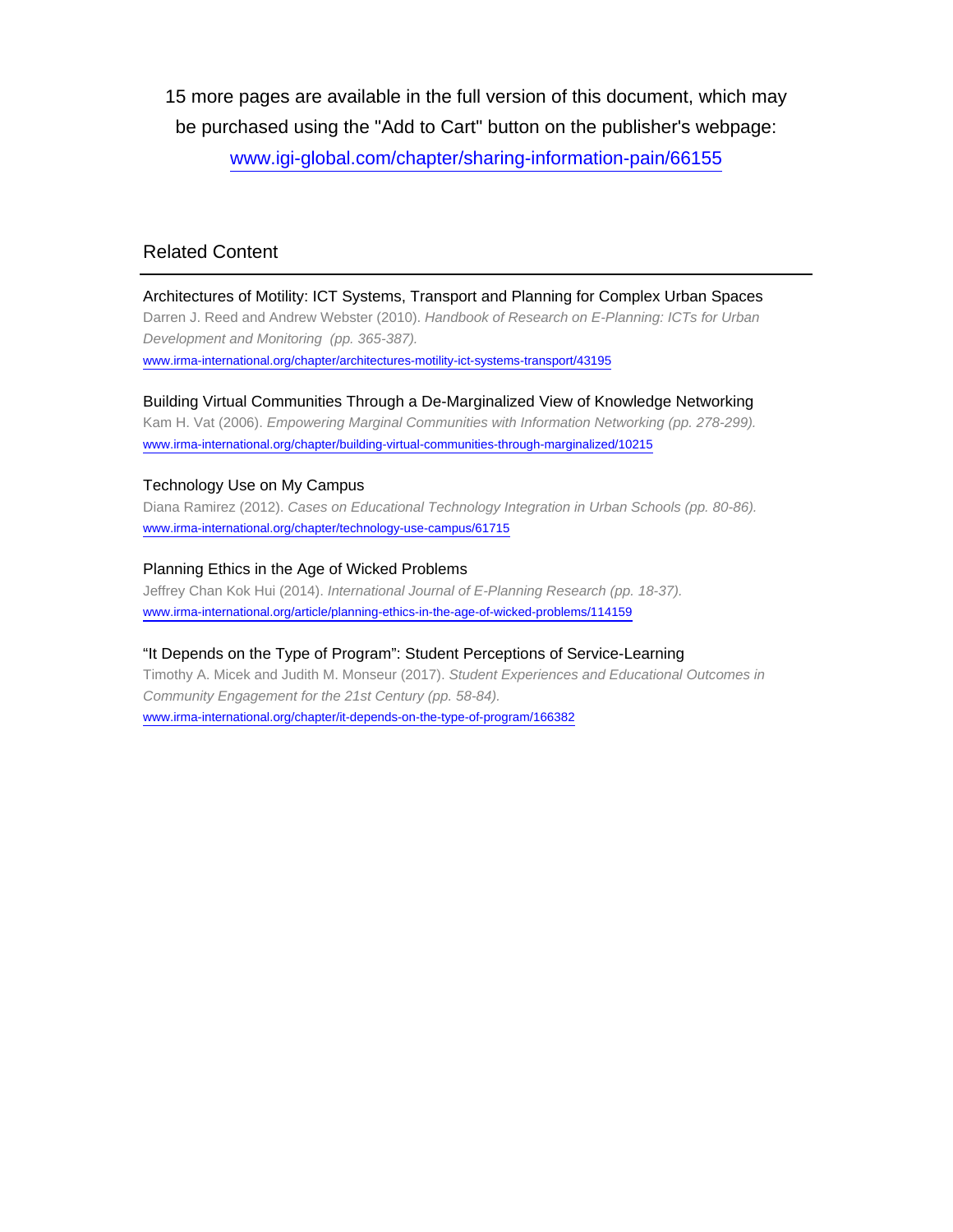15 more pages are available in the full version of this document, which may be purchased using the "Add to Cart" button on the publisher's webpage: www.igi-global.com/chapter/sharing-information-pain/66155

## Related Content

Architectures of Motility: ICT Systems, Transport and Planning for Complex Urban Spaces
Darren J. Reed and Andrew Webster (2010). *Handbook of Research on E-Planning: ICTs for Urban Development and Monitoring (pp. 365-387).*
www.irma-international.org/chapter/architectures-motility-ict-systems-transport/43195

Building Virtual Communities Through a De-Marginalized View of Knowledge Networking
Kam H. Vat (2006). *Empowering Marginal Communities with Information Networking (pp. 278-299).*
www.irma-international.org/chapter/building-virtual-communities-through-marginalized/10215

Technology Use on My Campus
Diana Ramirez (2012). *Cases on Educational Technology Integration in Urban Schools (pp. 80-86).*
www.irma-international.org/chapter/technology-use-campus/61715

Planning Ethics in the Age of Wicked Problems
Jeffrey Chan Kok Hui (2014). *International Journal of E-Planning Research (pp. 18-37).*
www.irma-international.org/article/planning-ethics-in-the-age-of-wicked-problems/114159

"It Depends on the Type of Program": Student Perceptions of Service-Learning
Timothy A. Micek and Judith M. Monseur (2017). *Student Experiences and Educational Outcomes in Community Engagement for the 21st Century (pp. 58-84).*
www.irma-international.org/chapter/it-depends-on-the-type-of-program/166382